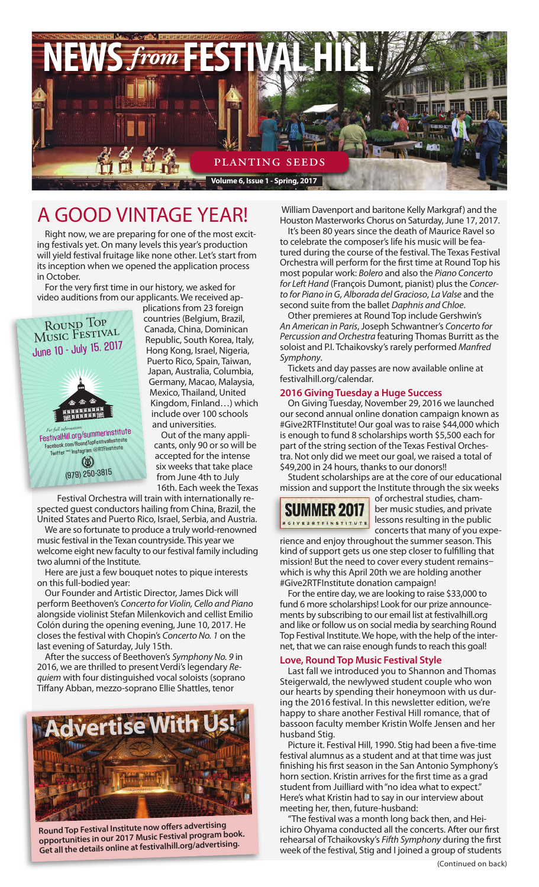# NEWS *from* FESTIVAL HILL

PLANTING SEEDS

Volume 6, Issue 1 - Spring, 2017

## A GOOD VINTAGE YEAR!

Right now, we are preparing for one of the most exciting festivals yet. On many levels this year's production will yield festival fruitage like none other. Let's start from its inception when we opened the application process in October.

For the very first time in our history, we asked for video auditions from our applicants. We received applications from 23 foreign countries (Belgium, Brazil, Canada, China, Dominican Republic, South Korea, Italy, Hong Kong, Israel, Nigeria, Puerto Rico, Spain, Taiwan, Japan, Australia, Columbia, Germany, Macao, Malaysia, Mexico, Thailand, United Kingdom, Finland…) which include over 100 schools and universities.

Round Top Music Festival
June 10 - July 15, 2017

For full information:
FestivalHill.org/summerinstitute
Facebook.com/RoundTopFestivalInstitute
Twitter and Instagram @RTFInstitute
(979) 249-3815

Out of the many applicants, only 90 or so will be accepted for the intense six weeks that take place from June 4th to July 16th. Each week the Texas Festival Orchestra will train with internationally respected guest conductors hailing from China, Brazil, the United States and Puerto Rico, Israel, Serbia, and Austria.

We are so fortunate to produce a truly world-renowned music festival in the Texan countryside. This year we welcome eight new faculty to our festival family including two alumni of the Institute.

Here are just a few bouquet notes to pique interests on this full-bodied year:

Our Founder and Artistic Director, James Dick will perform Beethoven's *Concerto for Violin, Cello and Piano* alongside violinist Stefan Milenkovich and cellist Emilio Colón during the opening evening, June 10, 2017. He closes the festival with Chopin's *Concerto No. 1* on the last evening of Saturday, July 15th.

After the success of Beethoven's *Symphony No. 9* in 2016, we are thrilled to present Verdi's legendary *Requiem* with four distinguished vocal soloists (soprano Tiffany Abban, mezzo-soprano Ellie Shattles, tenor William Davenport and baritone Kelly Markgraf) and the Houston Masterworks Chorus on Saturday, June 17, 2017.

It's been 80 years since the death of Maurice Ravel so to celebrate the composer's life his music will be featured during the course of the festival. The Texas Festival Orchestra will perform for the first time at Round Top his most popular work: *Bolero* and also the *Piano Concerto for Left Hand* (François Dumont, pianist) plus the *Concerto for Piano in G*, *Alborada del Gracioso*, *La Valse* and the second suite from the ballet *Daphnis and Chloe*.

Other premieres at Round Top include Gershwin's *An American in Paris*, Joseph Schwantner's *Concerto for Percussion and Orchestra* featuring Thomas Burritt as the soloist and P.I. Tchaikovsky's rarely performed *Manfred Symphony*.

Tickets and day passes are now available online at festivalhill.org/calendar.

**Advertise With Us!**

**Round Top Festival Institute now offers advertising opportunities in our 2017 Music Festival program book. Get all the details online at festivalhill.org/advertising.**

### 2016 Giving Tuesday a Huge Success

On Giving Tuesday, November 29, 2016 we launched our second annual online donation campaign known as #Give2RTFInstitute! Our goal was to raise $44,000 which is enough to fund 8 scholarships worth $5,500 each for part of the string section of the Texas Festival Orchestra. Not only did we meet our goal, we raised a total of $49,200 in 24 hours, thanks to our donors!!

Student scholarships are at the core of our educational mission and support the Institute through the six weeks of orchestral studies, chamber music studies, and private lessons resulting in the public concerts that many of you experience and enjoy throughout the summer season. This kind of support gets us one step closer to fulfilling that mission! But the need to cover every student remains–which is why this April 20th we are holding another #Give2RTFInstitute donation campaign!

SUMMER 2017
#GIVE2RTFINSTITUTE

For the entire day, we are looking to raise $33,000 to fund 6 more scholarships! Look for our prize announcements by subscribing to our email list at festivalhill.org and like or follow us on social media by searching Round Top Festival Institute. We hope, with the help of the internet, that we can raise enough funds to reach this goal!

### Love, Round Top Music Festival Style

Last fall we introduced you to Shannon and Thomas Steigerwald, the newlywed student couple who won our hearts by spending their honeymoon with us during the 2016 festival. In this newsletter edition, we're happy to share another Festival Hill romance, that of bassoon faculty member Kristin Wolfe Jensen and her husband Stig.

Picture it. Festival Hill, 1990. Stig had been a five-time festival alumnus as a student and at that time was just finishing his first season in the San Antonio Symphony's horn section. Kristin arrives for the first time as a grad student from Juilliard with "no idea what to expect." Here's what Kristin had to say in our interview about meeting her, then, future-husband:

"The festival was a month long back then, and Heiichiro Ohyama conducted all the concerts. After our first rehearsal of Tchaikovsky's *Fifth Symphony* during the first week of the festival, Stig and I joined a group of students

(Continued on back)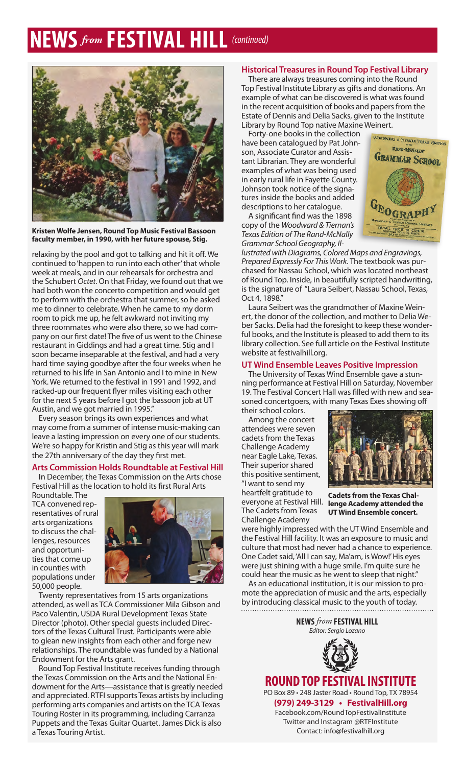# NEWS *from* FESTIVAL HILL *(continued)*

**Kristen Wolfe Jensen, Round Top Music Festival Bassoon faculty member, in 1990, with her future spouse, Stig.**

relaxing by the pool and got to talking and hit it off. We continued to 'happen to run into each other' that whole week at meals, and in our rehearsals for orchestra and the Schubert *Octet*. On that Friday, we found out that we had both won the concerto competition and would get to perform with the orchestra that summer, so he asked me to dinner to celebrate. When he came to my dorm room to pick me up, he felt awkward not inviting my three roommates who were also there, so we had company on our first date! The five of us went to the Chinese restaurant in Giddings and had a great time. Stig and I soon became inseparable at the festival, and had a very hard time saying goodbye after the four weeks when he returned to his life in San Antonio and I to mine in New York. We returned to the festival in 1991 and 1992, and racked-up our frequent flyer miles visiting each other for the next 5 years before I got the bassoon job at UT Austin, and we got married in 1995."

Every season brings its own experiences and what may come from a summer of intense music-making can leave a lasting impression on every one of our students. We're so happy for Kristin and Stig as this year will mark the 27th anniversary of the day they first met.

### Arts Commission Holds Roundtable at Festival Hill

In December, the Texas Commission on the Arts chose Festival Hill as the location to hold its first Rural Arts Roundtable. The TCA convened representatives of rural arts organizations to discuss the challenges, resources and opportunities that come up in counties with populations under 50,000 people.

Twenty representatives from 15 arts organizations attended, as well as TCA Commissioner Mila Gibson and Paco Valentin, USDA Rural Development Texas State Director (photo). Other special guests included Directors of the Texas Cultural Trust. Participants were able to glean new insights from each other and forge new relationships. The roundtable was funded by a National Endowment for the Arts grant.

Round Top Festival Institute receives funding through the Texas Commission on the Arts and the National Endowment for the Arts—assistance that is greatly needed and appreciated. RTFI supports Texas artists by including performing arts companies and artists on the TCA Texas Touring Roster in its programming, including Carranza Puppets and the Texas Guitar Quartet. James Dick is also a Texas Touring Artist.

### Historical Treasures in Round Top Festival Library

There are always treasures coming into the Round Top Festival Library as gifts and donations. An example of what can be discovered is what was found in the recent acquisition of books and papers from the Estate of Dennis and Delia Sacks, given to the Institute Library by Round Top native Maxine Weinert.

Forty-one books in the collection have been catalogued by Pat Johnson, Associate Curator and Assistant Librarian. They are wonderful examples of what was being used in early rural life in Fayette County. Johnson took notice of the signatures inside the books and added descriptions to her catalogue.

A significant find was the 1898 copy of the *Woodward & Tiernan's Texas Edition of The Rand-McNally Grammar School Geography, Illustrated with Diagrams, Colored Maps and Engravings, Prepared Expressly For This Work*. The textbook was purchased for Nassau School, which was located northeast of Round Top. Inside, in beautifully scripted handwriting, is the signature of "Laura Seibert, Nassau School, Texas, Oct 4, 1898."

Laura Seibert was the grandmother of Maxine Weinert, the donor of the collection, and mother to Delia Weber Sacks. Delia had the foresight to keep these wonderful books, and the Institute is pleased to add them to its library collection. See full article on the Festival Institute website at festivalhill.org.

### UT Wind Ensemble Leaves Positive Impression

The University of Texas Wind Ensemble gave a stunning performance at Festival Hill on Saturday, November 19. The Festival Concert Hall was filled with new and seasoned concertgoers, with many Texas Exes showing off their school colors.

Among the concert attendees were seven cadets from the Texas Challenge Academy near Eagle Lake, Texas. Their superior shared this positive sentiment, "I want to send my heartfelt gratitude to everyone at Festival Hill. The Cadets from Texas Challenge Academy were highly impressed with the UT Wind Ensemble and the Festival Hill facility. It was an exposure to music and culture that most had never had a chance to experience. One Cadet said, 'All I can say, Ma'am, is Wow!' His eyes were just shining with a huge smile. I'm quite sure he could hear the music as he went to sleep that night."

**Cadets from the Texas Challenge Academy attended the UT Wind Ensemble concert.**

As an educational institution, it is our mission to promote the appreciation of music and the arts, especially by introducing classical music to the youth of today.

---

**NEWS *from* FESTIVAL HILL**
*Editor: Sergio Lozano*

## ROUND TOP FESTIVAL INSTITUTE

PO Box 89 • 248 Jaster Road • Round Top, TX 78954
**(979) 249-3129 • FestivalHill.org**
Facebook.com/RoundTopFestivalInstitute
Twitter and Instagram @RTFInstitute
Contact: info@festivalhill.org